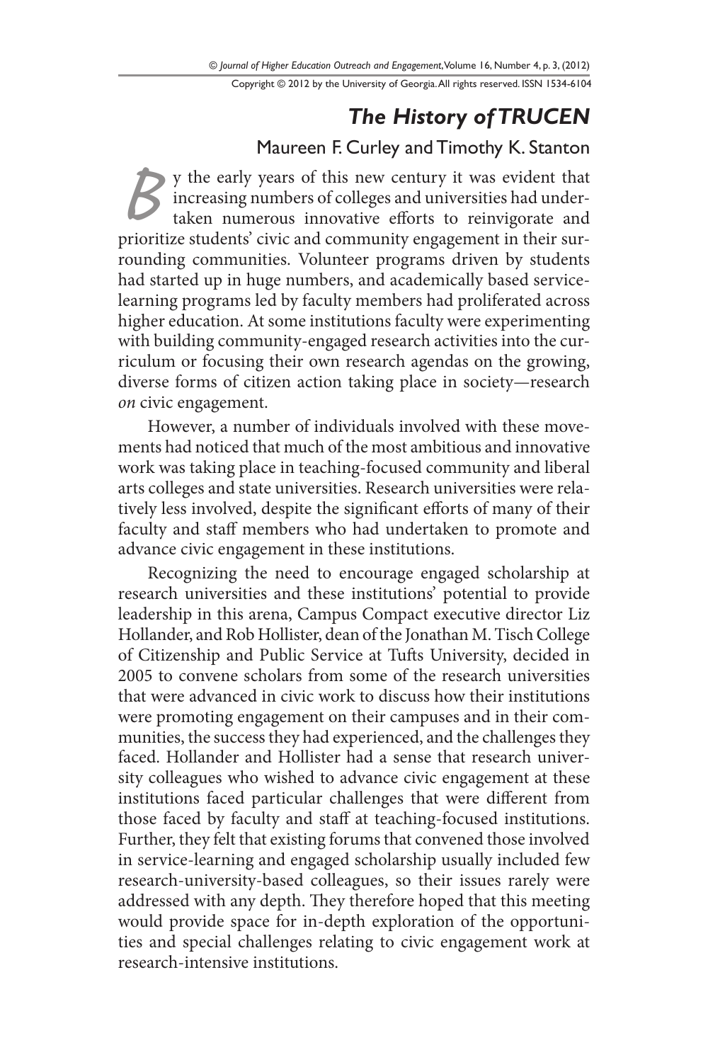# *The History of TRUCEN*

Maureen F. Curley and Timothy K. Stanton

By the early years of this new century it was evident that increasing numbers of colleges and universities had undertaken numerous innovative efforts to reinvigorate and prioritize students' civic and community engagement in their surrounding communities. Volunteer programs driven by students had started up in huge numbers, and academically based service-learning programs led by faculty members had proliferated across higher education. At some institutions faculty were experimenting with building community-engaged research activities into the curriculum or focusing their own research agendas on the growing, diverse forms of citizen action taking place in society—research *on* civic engagement.

However, a number of individuals involved with these movements had noticed that much of the most ambitious and innovative work was taking place in teaching-focused community and liberal arts colleges and state universities. Research universities were relatively less involved, despite the significant efforts of many of their faculty and staff members who had undertaken to promote and advance civic engagement in these institutions.

Recognizing the need to encourage engaged scholarship at research universities and these institutions' potential to provide leadership in this arena, Campus Compact executive director Liz Hollander, and Rob Hollister, dean of the Jonathan M. Tisch College of Citizenship and Public Service at Tufts University, decided in 2005 to convene scholars from some of the research universities that were advanced in civic work to discuss how their institutions were promoting engagement on their campuses and in their communities, the success they had experienced, and the challenges they faced. Hollander and Hollister had a sense that research university colleagues who wished to advance civic engagement at these institutions faced particular challenges that were different from those faced by faculty and staff at teaching-focused institutions. Further, they felt that existing forums that convened those involved in service-learning and engaged scholarship usually included few research-university-based colleagues, so their issues rarely were addressed with any depth. They therefore hoped that this meeting would provide space for in-depth exploration of the opportunities and special challenges relating to civic engagement work at research-intensive institutions.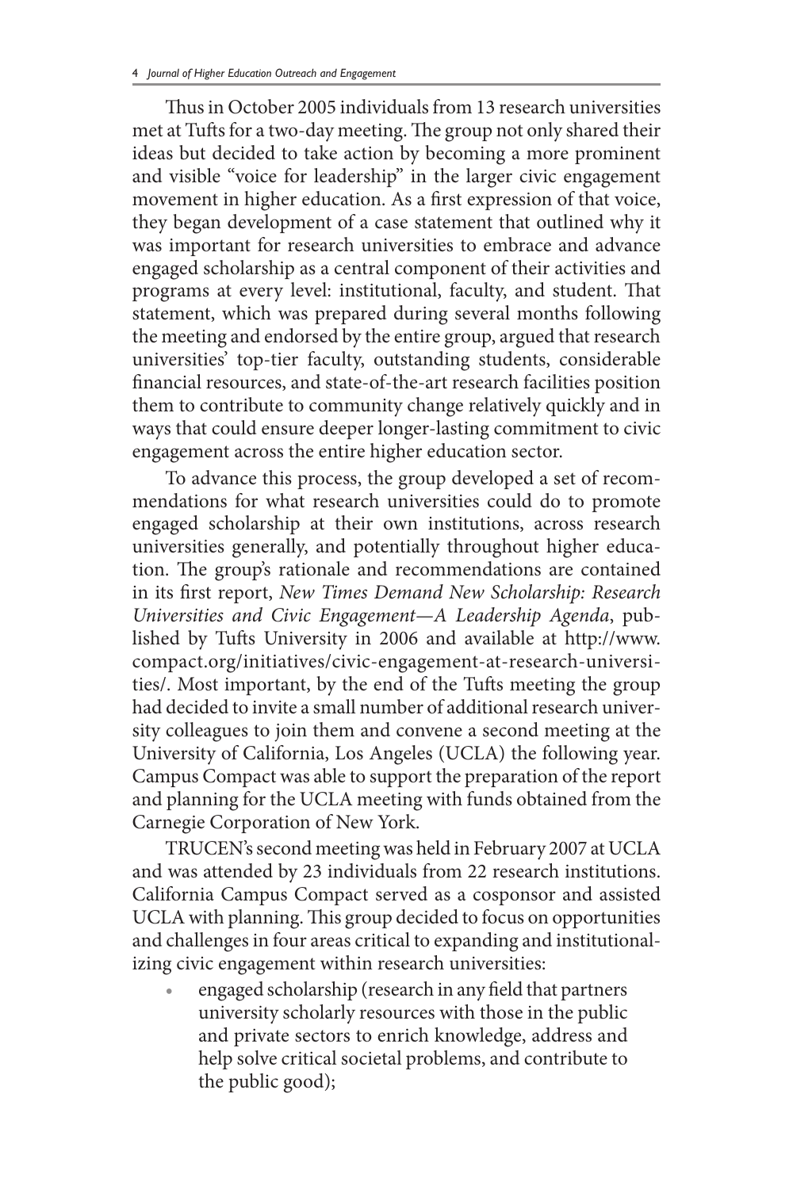Thus in October 2005 individuals from 13 research universities met at Tufts for a two-day meeting. The group not only shared their ideas but decided to take action by becoming a more prominent and visible "voice for leadership" in the larger civic engagement movement in higher education. As a first expression of that voice, they began development of a case statement that outlined why it was important for research universities to embrace and advance engaged scholarship as a central component of their activities and programs at every level: institutional, faculty, and student. That statement, which was prepared during several months following the meeting and endorsed by the entire group, argued that research universities' top-tier faculty, outstanding students, considerable financial resources, and state-of-the-art research facilities position them to contribute to community change relatively quickly and in ways that could ensure deeper longer-lasting commitment to civic engagement across the entire higher education sector.

To advance this process, the group developed a set of recommendations for what research universities could do to promote engaged scholarship at their own institutions, across research universities generally, and potentially throughout higher education. The group's rationale and recommendations are contained in its first report, *New Times Demand New Scholarship: Research Universities and Civic Engagement—A Leadership Agenda*, published by Tufts University in 2006 and available at http://www.compact.org/initiatives/civic-engagement-at-research-universities/. Most important, by the end of the Tufts meeting the group had decided to invite a small number of additional research university colleagues to join them and convene a second meeting at the University of California, Los Angeles (UCLA) the following year. Campus Compact was able to support the preparation of the report and planning for the UCLA meeting with funds obtained from the Carnegie Corporation of New York.

TRUCEN's second meeting was held in February 2007 at UCLA and was attended by 23 individuals from 22 research institutions. California Campus Compact served as a cosponsor and assisted UCLA with planning. This group decided to focus on opportunities and challenges in four areas critical to expanding and institutionalizing civic engagement within research universities:

- engaged scholarship (research in any field that partners university scholarly resources with those in the public and private sectors to enrich knowledge, address and help solve critical societal problems, and contribute to the public good);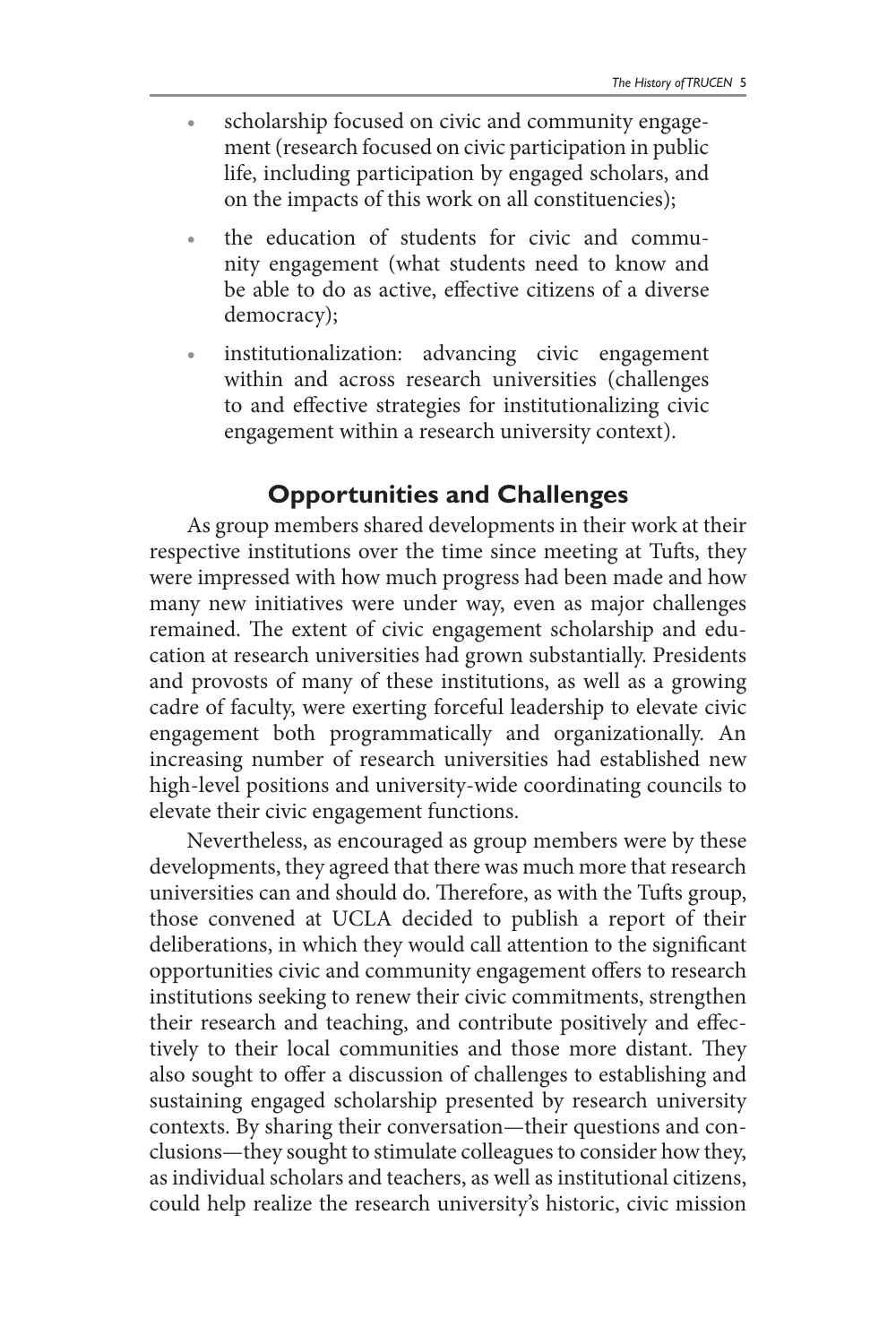- scholarship focused on civic and community engagement (research focused on civic participation in public life, including participation by engaged scholars, and on the impacts of this work on all constituencies);
- the education of students for civic and community engagement (what students need to know and be able to do as active, effective citizens of a diverse democracy);
- institutionalization: advancing civic engagement within and across research universities (challenges to and effective strategies for institutionalizing civic engagement within a research university context).

## Opportunities and Challenges

As group members shared developments in their work at their respective institutions over the time since meeting at Tufts, they were impressed with how much progress had been made and how many new initiatives were under way, even as major challenges remained. The extent of civic engagement scholarship and education at research universities had grown substantially. Presidents and provosts of many of these institutions, as well as a growing cadre of faculty, were exerting forceful leadership to elevate civic engagement both programmatically and organizationally. An increasing number of research universities had established new high-level positions and university-wide coordinating councils to elevate their civic engagement functions.

Nevertheless, as encouraged as group members were by these developments, they agreed that there was much more that research universities can and should do. Therefore, as with the Tufts group, those convened at UCLA decided to publish a report of their deliberations, in which they would call attention to the significant opportunities civic and community engagement offers to research institutions seeking to renew their civic commitments, strengthen their research and teaching, and contribute positively and effectively to their local communities and those more distant. They also sought to offer a discussion of challenges to establishing and sustaining engaged scholarship presented by research university contexts. By sharing their conversation—their questions and conclusions—they sought to stimulate colleagues to consider how they, as individual scholars and teachers, as well as institutional citizens, could help realize the research university's historic, civic mission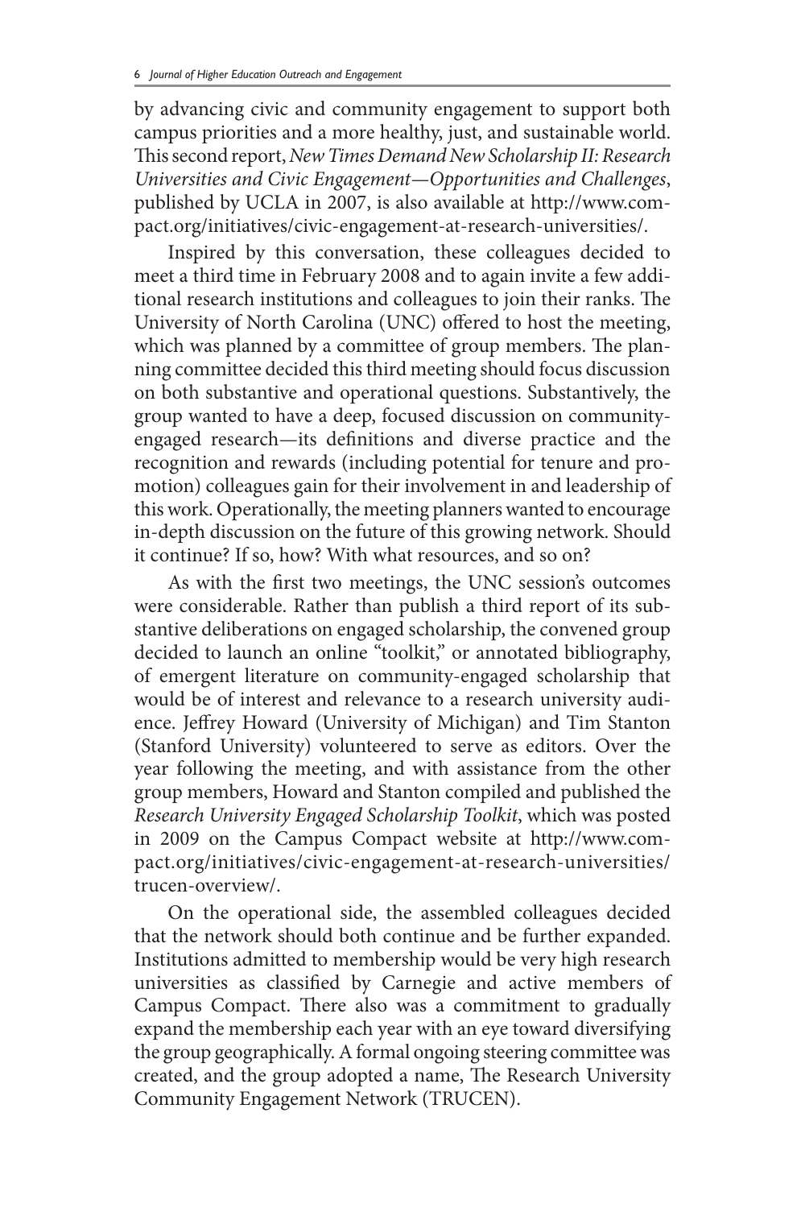by advancing civic and community engagement to support both campus priorities and a more healthy, just, and sustainable world. This second report, *New Times Demand New Scholarship II: Research Universities and Civic Engagement—Opportunities and Challenges*, published by UCLA in 2007, is also available at http://www.compact.org/initiatives/civic-engagement-at-research-universities/.

Inspired by this conversation, these colleagues decided to meet a third time in February 2008 and to again invite a few additional research institutions and colleagues to join their ranks. The University of North Carolina (UNC) offered to host the meeting, which was planned by a committee of group members. The planning committee decided this third meeting should focus discussion on both substantive and operational questions. Substantively, the group wanted to have a deep, focused discussion on community-engaged research—its definitions and diverse practice and the recognition and rewards (including potential for tenure and promotion) colleagues gain for their involvement in and leadership of this work. Operationally, the meeting planners wanted to encourage in-depth discussion on the future of this growing network. Should it continue? If so, how? With what resources, and so on?

As with the first two meetings, the UNC session's outcomes were considerable. Rather than publish a third report of its substantive deliberations on engaged scholarship, the convened group decided to launch an online "toolkit," or annotated bibliography, of emergent literature on community-engaged scholarship that would be of interest and relevance to a research university audience. Jeffrey Howard (University of Michigan) and Tim Stanton (Stanford University) volunteered to serve as editors. Over the year following the meeting, and with assistance from the other group members, Howard and Stanton compiled and published the *Research University Engaged Scholarship Toolkit*, which was posted in 2009 on the Campus Compact website at http://www.compact.org/initiatives/civic-engagement-at-research-universities/trucen-overview/.

On the operational side, the assembled colleagues decided that the network should both continue and be further expanded. Institutions admitted to membership would be very high research universities as classified by Carnegie and active members of Campus Compact. There also was a commitment to gradually expand the membership each year with an eye toward diversifying the group geographically. A formal ongoing steering committee was created, and the group adopted a name, The Research University Community Engagement Network (TRUCEN).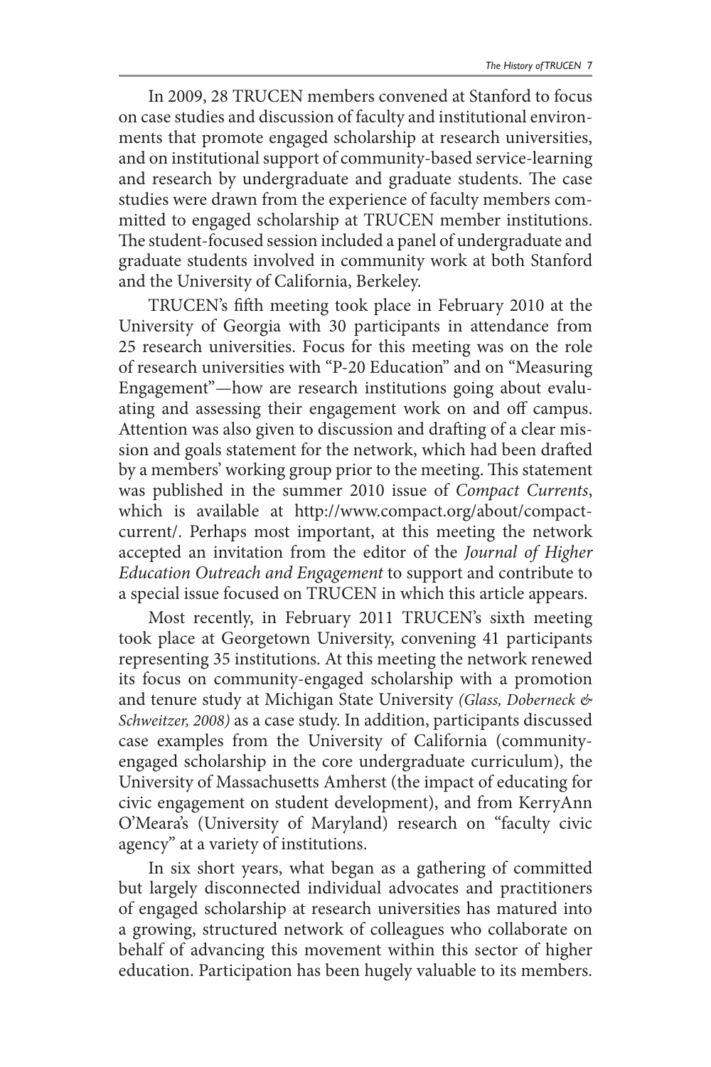In 2009, 28 TRUCEN members convened at Stanford to focus on case studies and discussion of faculty and institutional environments that promote engaged scholarship at research universities, and on institutional support of community-based service-learning and research by undergraduate and graduate students. The case studies were drawn from the experience of faculty members committed to engaged scholarship at TRUCEN member institutions. The student-focused session included a panel of undergraduate and graduate students involved in community work at both Stanford and the University of California, Berkeley.

TRUCEN's fifth meeting took place in February 2010 at the University of Georgia with 30 participants in attendance from 25 research universities. Focus for this meeting was on the role of research universities with "P-20 Education" and on "Measuring Engagement"—how are research institutions going about evaluating and assessing their engagement work on and off campus. Attention was also given to discussion and drafting of a clear mission and goals statement for the network, which had been drafted by a members' working group prior to the meeting. This statement was published in the summer 2010 issue of *Compact Currents*, which is available at http://www.compact.org/about/compact-current/. Perhaps most important, at this meeting the network accepted an invitation from the editor of the *Journal of Higher Education Outreach and Engagement* to support and contribute to a special issue focused on TRUCEN in which this article appears.

Most recently, in February 2011 TRUCEN's sixth meeting took place at Georgetown University, convening 41 participants representing 35 institutions. At this meeting the network renewed its focus on community-engaged scholarship with a promotion and tenure study at Michigan State University *(Glass, Doberneck & Schweitzer, 2008)* as a case study. In addition, participants discussed case examples from the University of California (community-engaged scholarship in the core undergraduate curriculum), the University of Massachusetts Amherst (the impact of educating for civic engagement on student development), and from KerryAnn O'Meara's (University of Maryland) research on "faculty civic agency" at a variety of institutions.

In six short years, what began as a gathering of committed but largely disconnected individual advocates and practitioners of engaged scholarship at research universities has matured into a growing, structured network of colleagues who collaborate on behalf of advancing this movement within this sector of higher education. Participation has been hugely valuable to its members.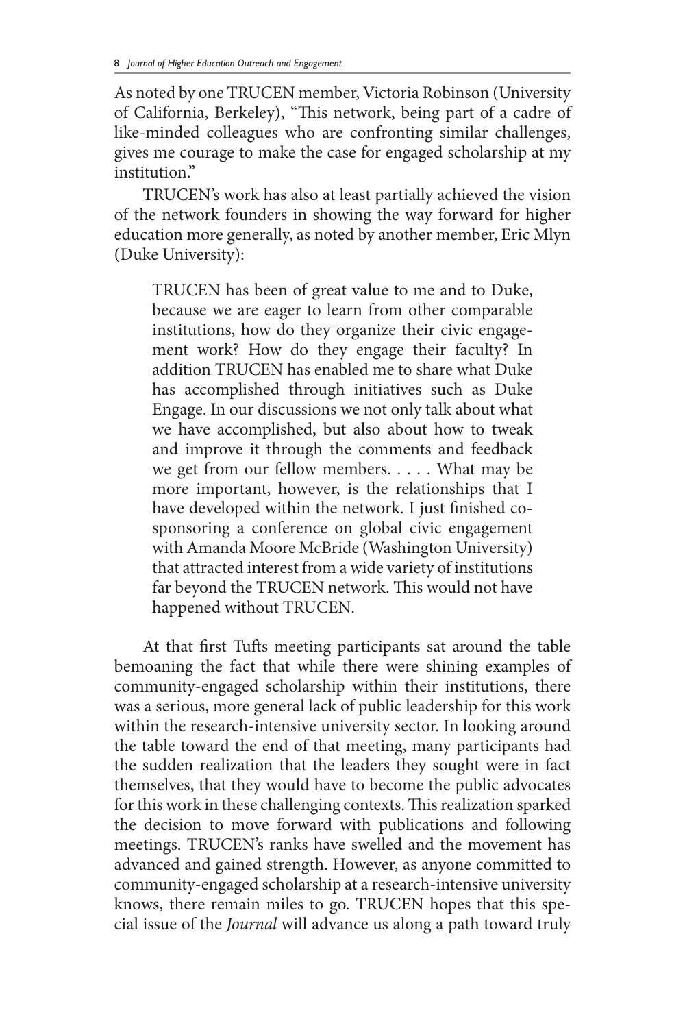As noted by one TRUCEN member, Victoria Robinson (University of California, Berkeley), "This network, being part of a cadre of like-minded colleagues who are confronting similar challenges, gives me courage to make the case for engaged scholarship at my institution."

TRUCEN's work has also at least partially achieved the vision of the network founders in showing the way forward for higher education more generally, as noted by another member, Eric Mlyn (Duke University):

> TRUCEN has been of great value to me and to Duke, because we are eager to learn from other comparable institutions, how do they organize their civic engagement work? How do they engage their faculty? In addition TRUCEN has enabled me to share what Duke has accomplished through initiatives such as Duke Engage. In our discussions we not only talk about what we have accomplished, but also about how to tweak and improve it through the comments and feedback we get from our fellow members. . . . . What may be more important, however, is the relationships that I have developed within the network. I just finished co-sponsoring a conference on global civic engagement with Amanda Moore McBride (Washington University) that attracted interest from a wide variety of institutions far beyond the TRUCEN network. This would not have happened without TRUCEN.

At that first Tufts meeting participants sat around the table bemoaning the fact that while there were shining examples of community-engaged scholarship within their institutions, there was a serious, more general lack of public leadership for this work within the research-intensive university sector. In looking around the table toward the end of that meeting, many participants had the sudden realization that the leaders they sought were in fact themselves, that they would have to become the public advocates for this work in these challenging contexts. This realization sparked the decision to move forward with publications and following meetings. TRUCEN's ranks have swelled and the movement has advanced and gained strength. However, as anyone committed to community-engaged scholarship at a research-intensive university knows, there remain miles to go. TRUCEN hopes that this special issue of the *Journal* will advance us along a path toward truly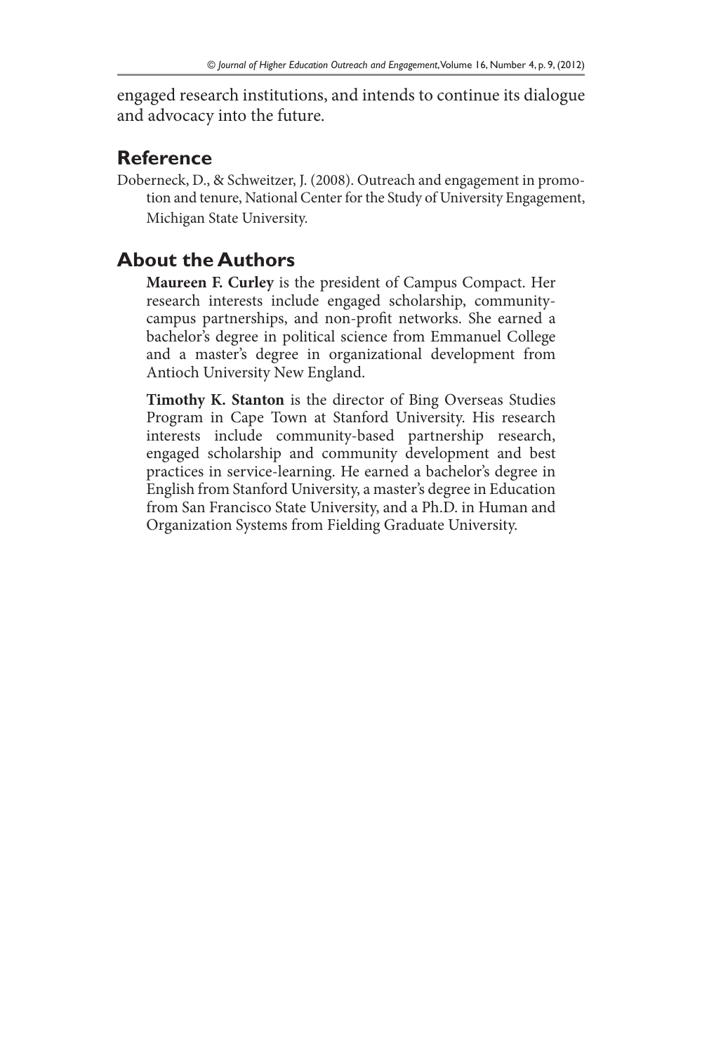engaged research institutions, and intends to continue its dialogue and advocacy into the future.

## Reference

Doberneck, D., & Schweitzer, J. (2008). Outreach and engagement in promotion and tenure, National Center for the Study of University Engagement, Michigan State University.

## About the Authors

**Maureen F. Curley** is the president of Campus Compact. Her research interests include engaged scholarship, community-campus partnerships, and non-profit networks. She earned a bachelor's degree in political science from Emmanuel College and a master's degree in organizational development from Antioch University New England.

**Timothy K. Stanton** is the director of Bing Overseas Studies Program in Cape Town at Stanford University. His research interests include community-based partnership research, engaged scholarship and community development and best practices in service-learning. He earned a bachelor's degree in English from Stanford University, a master's degree in Education from San Francisco State University, and a Ph.D. in Human and Organization Systems from Fielding Graduate University.